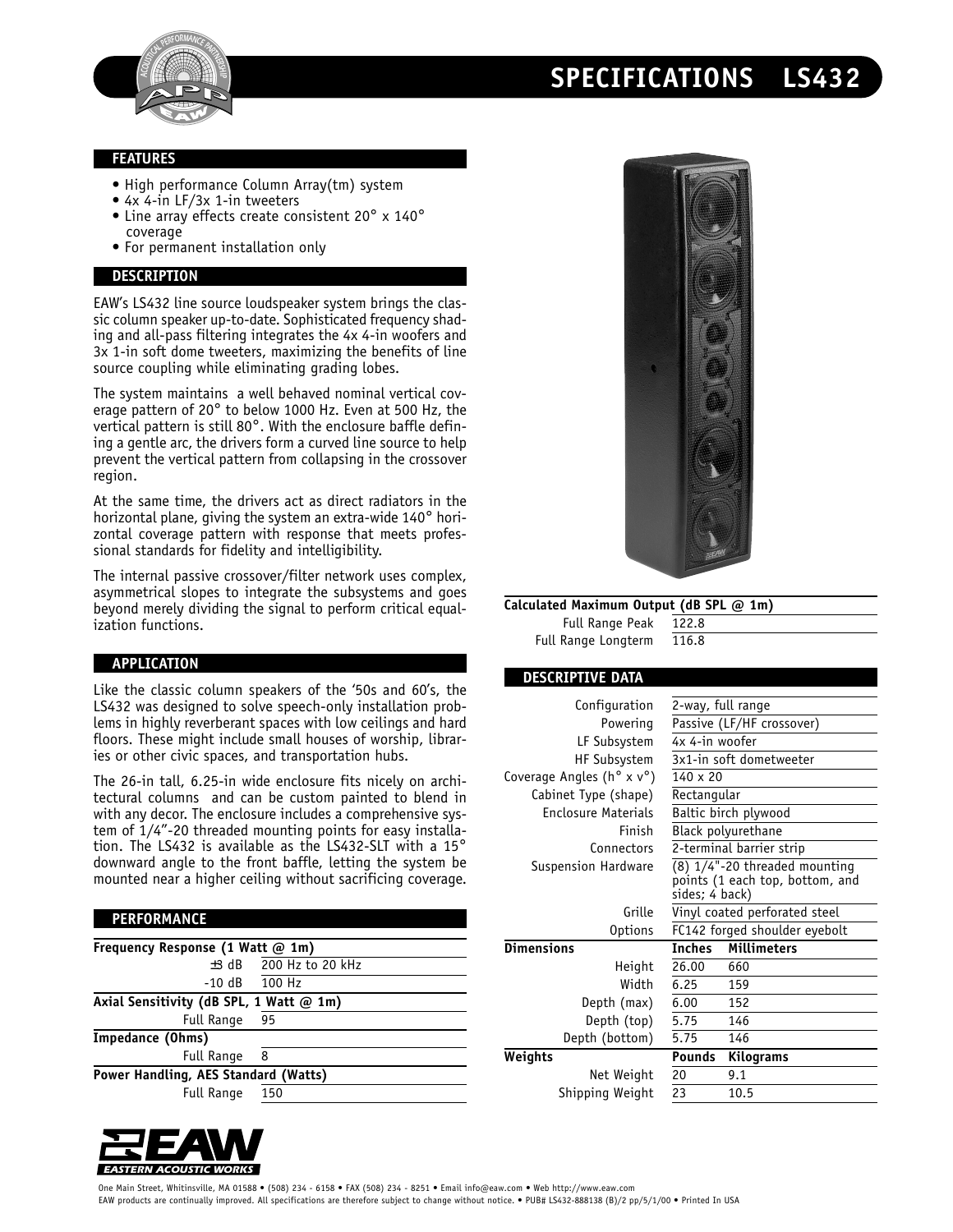# SPECIFICATIONS LS432

## FEATURES

- High performance Column Array(tm) system
- 4x 4-in LF/3x 1-in tweeters
- Line array effects create consistent 20° x 140° coverage
- For permanent installation only

## DESCRIPTION

EAW's LS432 line source loudspeaker system brings the classic column speaker up-to-date. Sophisticated frequency shading and all-pass filtering integrates the 4x 4-in woofers and 3x 1-in soft dome tweeters, maximizing the benefits of line source coupling while eliminating grading lobes.

The system maintains a well behaved nominal vertical coverage pattern of 20° to below 1000 Hz. Even at 500 Hz, the vertical pattern is still 80°. With the enclosure baffle defining a gentle arc, the drivers form a curved line source to help prevent the vertical pattern from collapsing in the crossover region.

At the same time, the drivers act as direct radiators in the horizontal plane, giving the system an extra-wide 140° horizontal coverage pattern with response that meets professional standards for fidelity and intelligibility.

The internal passive crossover/filter network uses complex, asymmetrical slopes to integrate the subsystems and goes beyond merely dividing the signal to perform critical equalization functions.

## APPLICATION

Like the classic column speakers of the '50s and 60's, the LS432 was designed to solve speech-only installation problems in highly reverberant spaces with low ceilings and hard floors. These might include small houses of worship, libraries or other civic spaces, and transportation hubs.

The 26-in tall, 6.25-in wide enclosure fits nicely on architectural columns and can be custom painted to blend in with any decor. The enclosure includes a comprehensive system of 1/4"-20 threaded mounting points for easy installation. The LS432 is available as the LS432-SLT with a 15° downward angle to the front baffle, letting the system be mounted near a higher ceiling without sacrificing coverage.

## PERFORMANCE

| Frequency Response (1 Watt @ 1m) | |
|---|---|
| ±3 dB | 200 Hz to 20 kHz |
| -10 dB | 100 Hz |
| **Axial Sensitivity (dB SPL, 1 Watt @ 1m)** | |
| Full Range | 95 |
| **Impedance (Ohms)** | |
| Full Range | 8 |
| **Power Handling, AES Standard (Watts)** | |
| Full Range | 150 |

| Calculated Maximum Output (dB SPL @ 1m) | |
|---|---|
| Full Range Peak | 122.8 |
| Full Range Longterm | 116.8 |

## DESCRIPTIVE DATA

| | | |
|---|---|---|
| Configuration | 2-way, full range | |
| Powering | Passive (LF/HF crossover) | |
| LF Subsystem | 4x 4-in woofer | |
| HF Subsystem | 3x1-in soft dometweeter | |
| Coverage Angles (h° x v°) | 140 x 20 | |
| Cabinet Type (shape) | Rectangular | |
| Enclosure Materials | Baltic birch plywood | |
| Finish | Black polyurethane | |
| Connectors | 2-terminal barrier strip | |
| Suspension Hardware | (8) 1/4"-20 threaded mounting points (1 each top, bottom, and sides; 4 back) | |
| Grille | Vinyl coated perforated steel | |
| Options | FC142 forged shoulder eyebolt | |
| **Dimensions** | **Inches** | **Millimeters** |
| Height | 26.00 | 660 |
| Width | 6.25 | 159 |
| Depth (max) | 6.00 | 152 |
| Depth (top) | 5.75 | 146 |
| Depth (bottom) | 5.75 | 146 |
| **Weights** | **Pounds** | **Kilograms** |
| Net Weight | 20 | 9.1 |
| Shipping Weight | 23 | 10.5 |

EAW EASTERN ACOUSTIC WORKS

One Main Street, Whitinsville, MA 01588 • (508) 234 - 6158 • FAX (508) 234 - 8251 • Email info@eaw.com • Web http://www.eaw.com

EAW products are continually improved. All specifications are therefore subject to change without notice. • PUB# LS432-888138 (B)/2 pp/5/1/00 • Printed In USA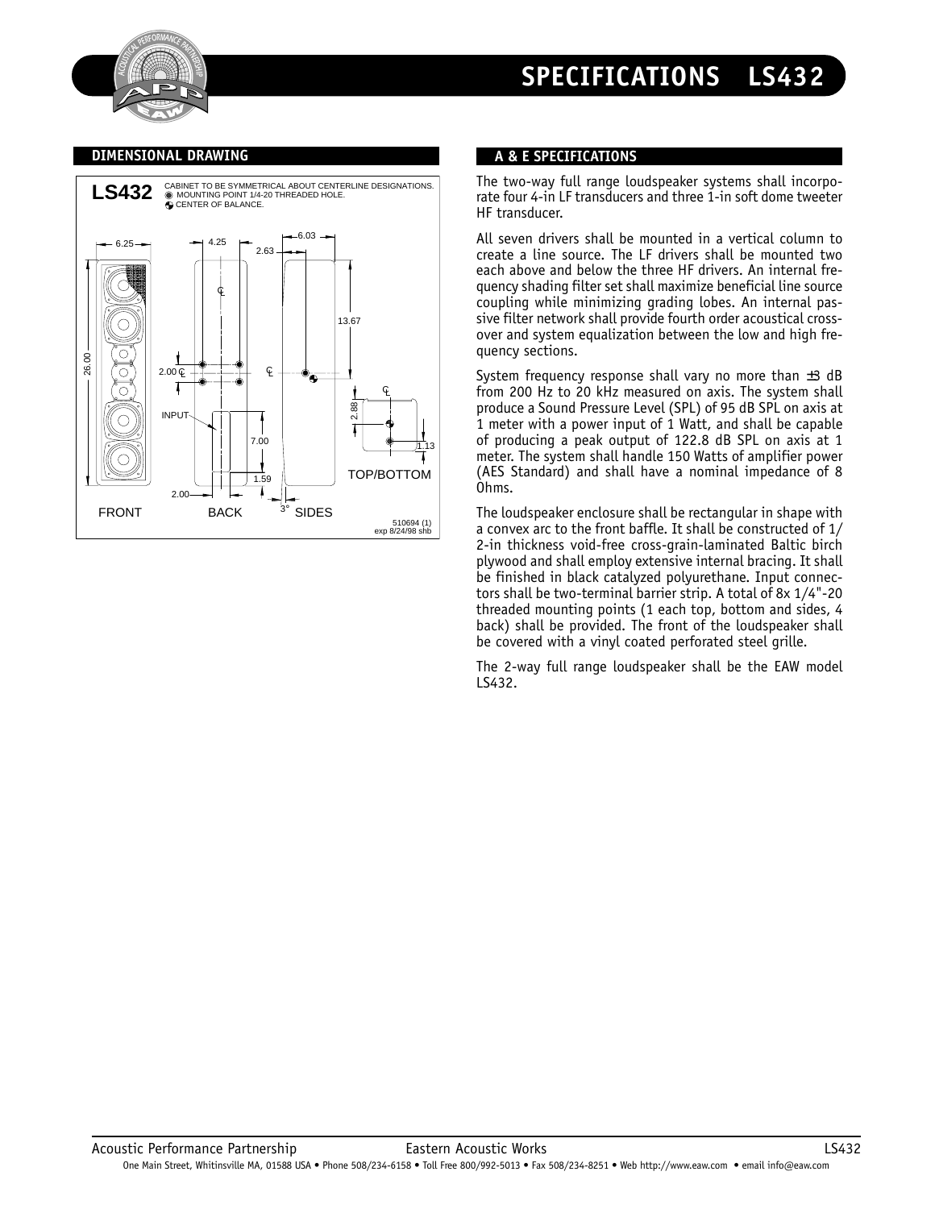# SPECIFICATIONS LS432

## DIMENSIONAL DRAWING

LS432

CABINET TO BE SYMMETRICAL ABOUT CENTERLINE DESIGNATIONS.
MOUNTING POINT 1/4-20 THREADED HOLE.
CENTER OF BALANCE.

6.25
4.25
2.63
6.03
13.67
26.00
2.00
2.88
INPUT
7.00
1.13
1.59
TOP/BOTTOM
2.00
3°
FRONT
BACK
SIDES

510694 (1)
exp 8/24/98 shb

## A & E SPECIFICATIONS

The two-way full range loudspeaker systems shall incorporate four 4-in LF transducers and three 1-in soft dome tweeter HF transducer.

All seven drivers shall be mounted in a vertical column to create a line source. The LF drivers shall be mounted two each above and below the three HF drivers. An internal frequency shading filter set shall maximize beneficial line source coupling while minimizing grading lobes. An internal passive filter network shall provide fourth order acoustical crossover and system equalization between the low and high frequency sections.

System frequency response shall vary no more than ±3 dB from 200 Hz to 20 kHz measured on axis. The system shall produce a Sound Pressure Level (SPL) of 95 dB SPL on axis at 1 meter with a power input of 1 Watt, and shall be capable of producing a peak output of 122.8 dB SPL on axis at 1 meter. The system shall handle 150 Watts of amplifier power (AES Standard) and shall have a nominal impedance of 8 Ohms.

The loudspeaker enclosure shall be rectangular in shape with a convex arc to the front baffle. It shall be constructed of 1/2-in thickness void-free cross-grain-laminated Baltic birch plywood and shall employ extensive internal bracing. It shall be finished in black catalyzed polyurethane. Input connectors shall be two-terminal barrier strip. A total of 8x 1/4"-20 threaded mounting points (1 each top, bottom and sides, 4 back) shall be provided. The front of the loudspeaker shall be covered with a vinyl coated perforated steel grille.

The 2-way full range loudspeaker shall be the EAW model LS432.